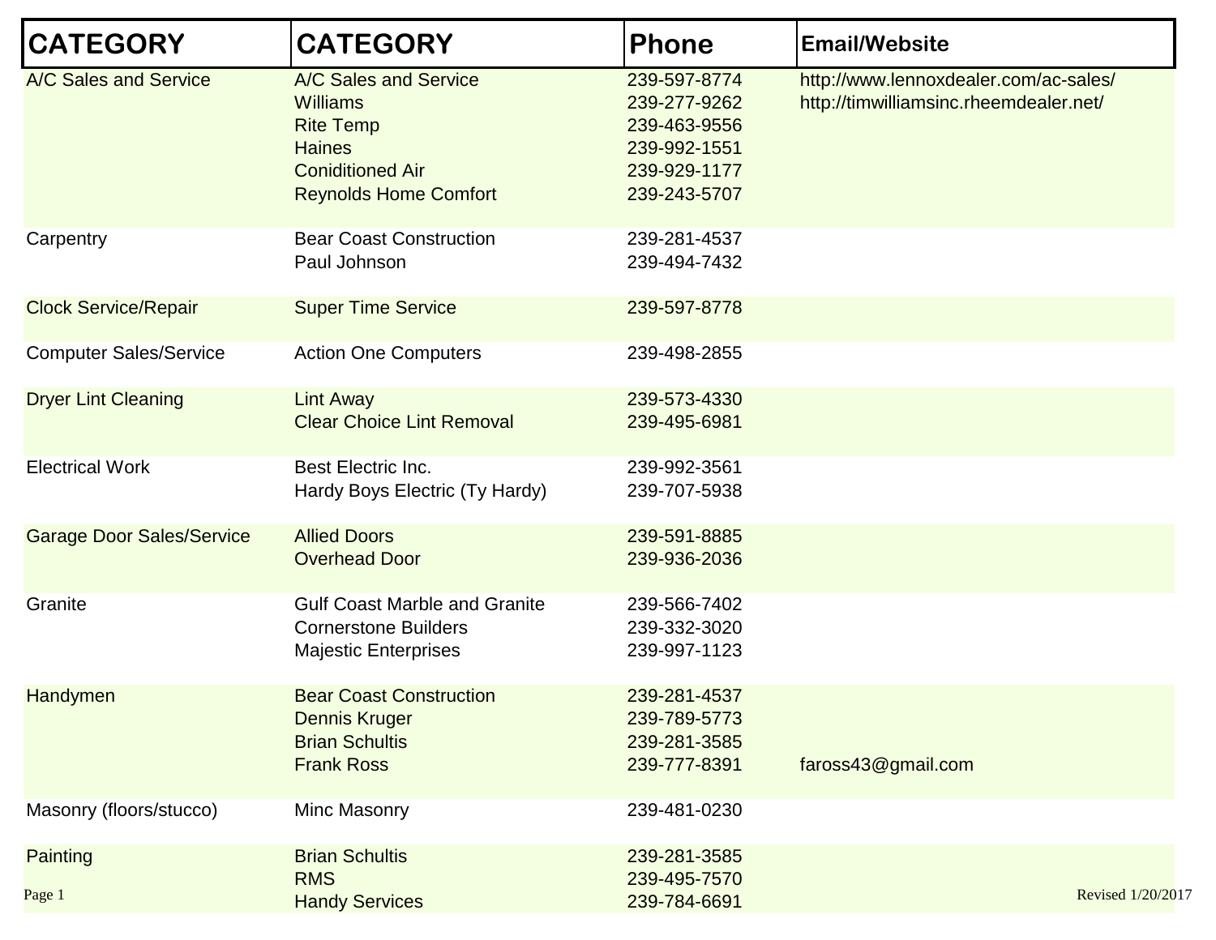| CATEGORY | CATEGORY | Phone | Email/Website |
|---|---|---|---|
| A/C Sales and Service | A/C Sales and Service | 239-597-8774 | http://www.lennoxdealer.com/ac-sales/ |
| | Williams | 239-277-9262 | http://timwilliamsinc.rheemdealer.net/ |
| | Rite Temp | 239-463-9556 | |
| | Haines | 239-992-1551 | |
| | Coniditioned Air | 239-929-1177 | |
| | Reynolds Home Comfort | 239-243-5707 | |
| Carpentry | Bear Coast Construction | 239-281-4537 | |
| | Paul Johnson | 239-494-7432 | |
| Clock Service/Repair | Super Time Service | 239-597-8778 | |
| Computer Sales/Service | Action One Computers | 239-498-2855 | |
| Dryer Lint Cleaning | Lint Away | 239-573-4330 | |
| | Clear Choice Lint Removal | 239-495-6981 | |
| Electrical Work | Best Electric Inc. | 239-992-3561 | |
| | Hardy Boys Electric (Ty Hardy) | 239-707-5938 | |
| Garage Door Sales/Service | Allied Doors | 239-591-8885 | |
| | Overhead Door | 239-936-2036 | |
| Granite | Gulf Coast Marble and Granite | 239-566-7402 | |
| | Cornerstone Builders | 239-332-3020 | |
| | Majestic Enterprises | 239-997-1123 | |
| Handymen | Bear Coast Construction | 239-281-4537 | |
| | Dennis Kruger | 239-789-5773 | |
| | Brian Schultis | 239-281-3585 | |
| | Frank Ross | 239-777-8391 | faross43@gmail.com |
| Masonry (floors/stucco) | Minc Masonry | 239-481-0230 | |
| Painting | Brian Schultis | 239-281-3585 | |
| | RMS | 239-495-7570 | |
| | Handy Services | 239-784-6691 | |

Revised 1/20/2017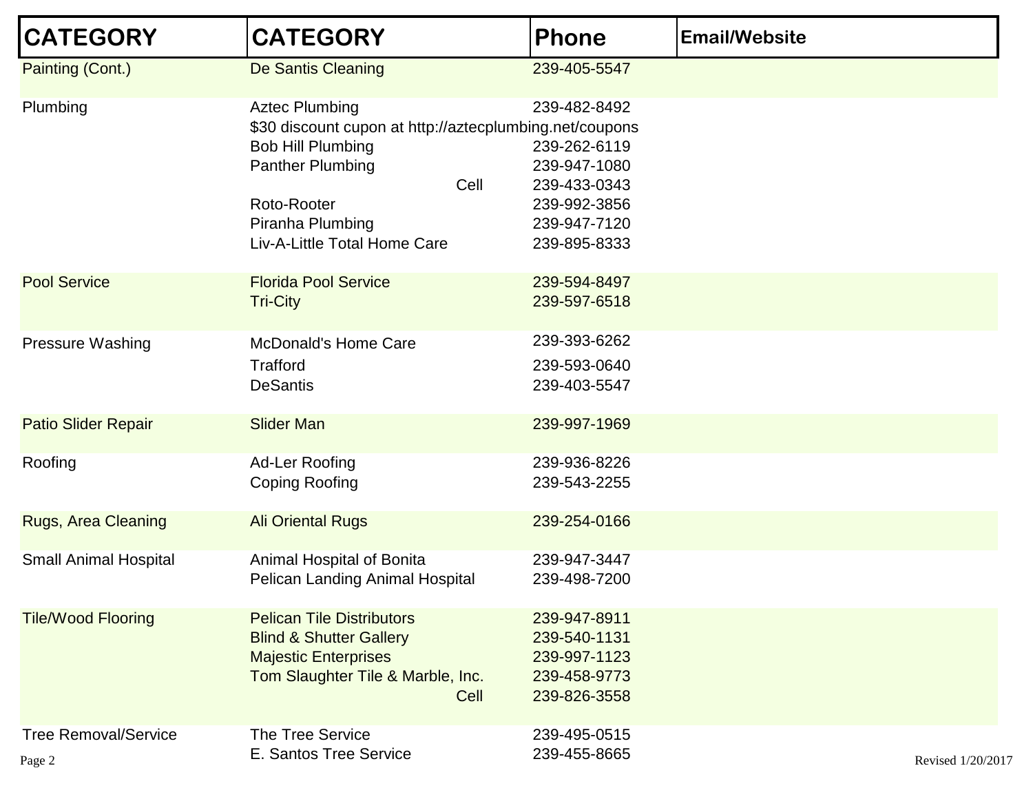| CATEGORY | CATEGORY | Phone | Email/Website |
|---|---|---|---|
| Painting (Cont.) | De Santis Cleaning | 239-405-5547 | |
| Plumbing | Aztec Plumbing | 239-482-8492 | |
| | $30 discount cupon at http://aztecplumbing.net/coupons | | |
| | Bob Hill Plumbing | 239-262-6119 | |
| | Panther Plumbing | 239-947-1080 | |
| | Cell | 239-433-0343 | |
| | Roto-Rooter | 239-992-3856 | |
| | Piranha Plumbing | 239-947-7120 | |
| | Liv-A-Little Total Home Care | 239-895-8333 | |
| Pool Service | Florida Pool Service | 239-594-8497 | |
| | Tri-City | 239-597-6518 | |
| Pressure Washing | McDonald's Home Care | 239-393-6262 | |
| | Trafford | 239-593-0640 | |
| | DeSantis | 239-403-5547 | |
| Patio Slider Repair | Slider Man | 239-997-1969 | |
| Roofing | Ad-Ler Roofing | 239-936-8226 | |
| | Coping Roofing | 239-543-2255 | |
| Rugs, Area Cleaning | Ali Oriental Rugs | 239-254-0166 | |
| Small Animal Hospital | Animal Hospital of Bonita | 239-947-3447 | |
| | Pelican Landing Animal Hospital | 239-498-7200 | |
| Tile/Wood Flooring | Pelican Tile Distributors | 239-947-8911 | |
| | Blind & Shutter Gallery | 239-540-1131 | |
| | Majestic Enterprises | 239-997-1123 | |
| | Tom Slaughter Tile & Marble, Inc. | 239-458-9773 | |
| | Cell | 239-826-3558 | |
| Tree Removal/Service | The Tree Service | 239-495-0515 | |
| | E. Santos Tree Service | 239-455-8665 | |

Revised 1/20/2017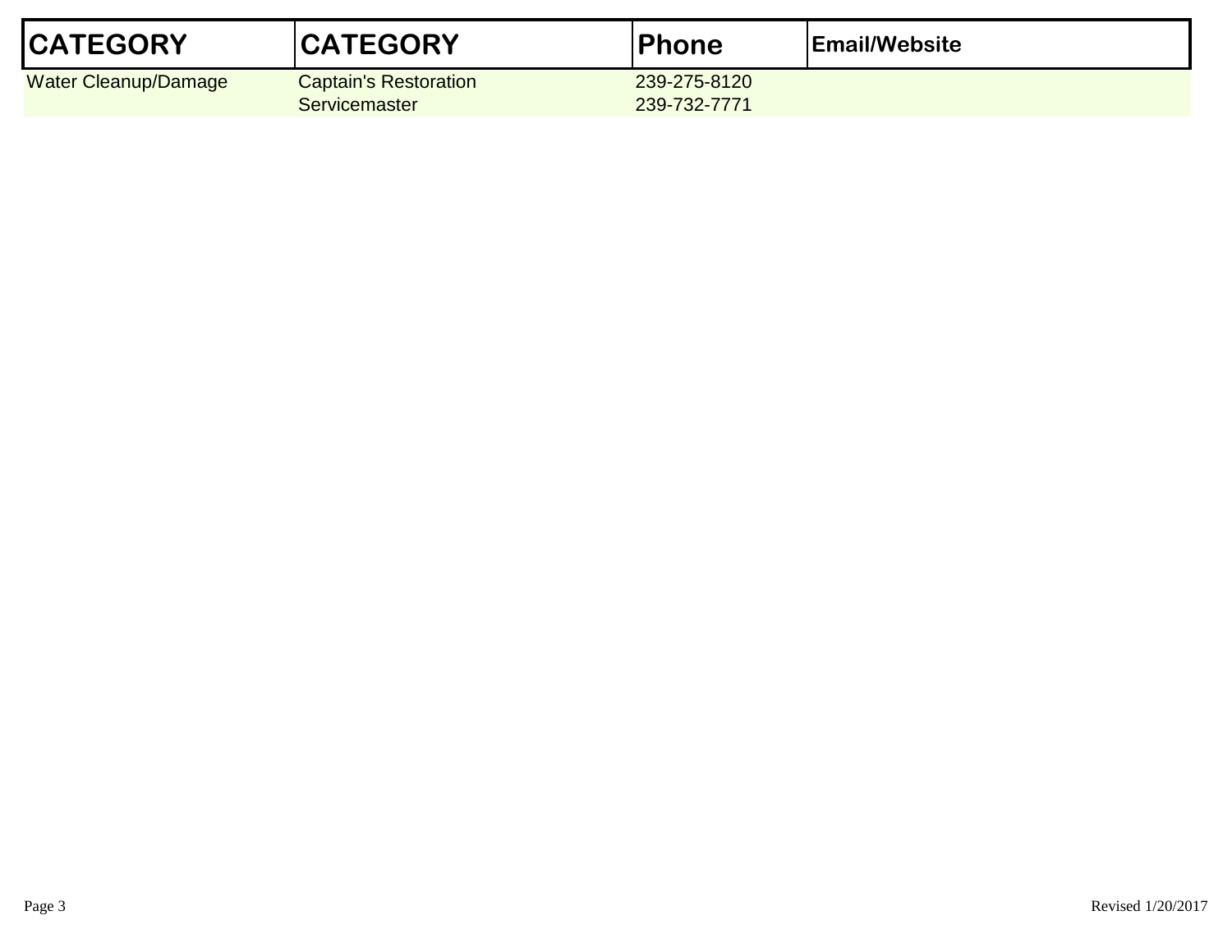| CATEGORY | CATEGORY | Phone | Email/Website |
|---|---|---|---|
| Water Cleanup/Damage | Captain's Restoration | 239-275-8120 | |
| | Servicemaster | 239-732-7771 | |